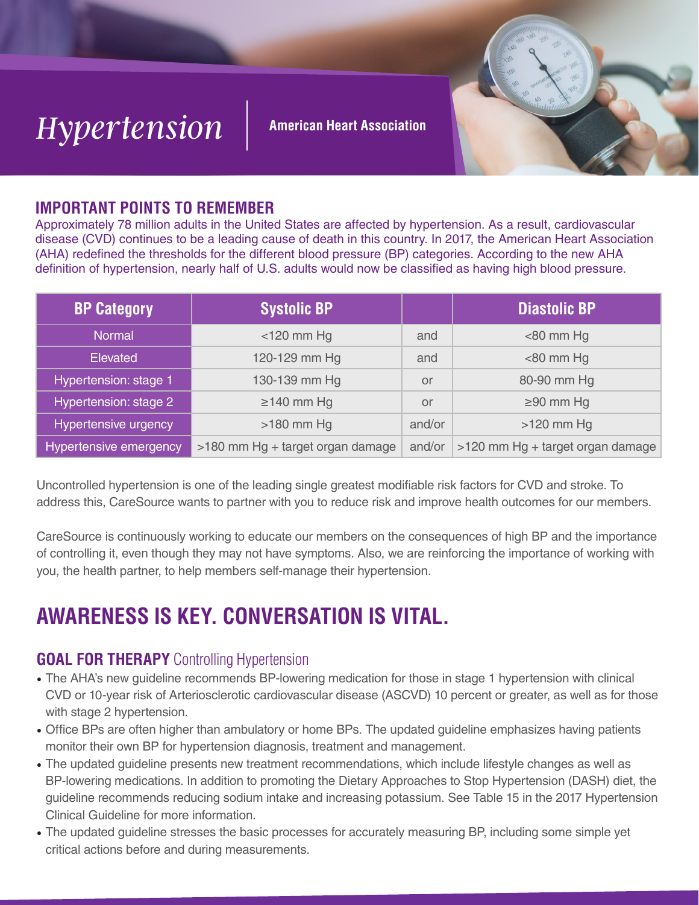# *Hypertension*

**American Heart Association**

## IMPORTANT POINTS TO REMEMBER

Approximately 78 million adults in the United States are affected by hypertension. As a result, cardiovascular disease (CVD) continues to be a leading cause of death in this country. In 2017, the American Heart Association (AHA) redefined the thresholds for the different blood pressure (BP) categories. According to the new AHA definition of hypertension, nearly half of U.S. adults would now be classified as having high blood pressure.

| BP Category | Systolic BP | | Diastolic BP |
|---|---|---|---|
| Normal | <120 mm Hg | and | <80 mm Hg |
| Elevated | 120-129 mm Hg | and | <80 mm Hg |
| Hypertension: stage 1 | 130-139 mm Hg | or | 80-90 mm Hg |
| Hypertension: stage 2 | ≥140 mm Hg | or | ≥90 mm Hg |
| Hypertensive urgency | >180 mm Hg | and/or | >120 mm Hg |
| Hypertensive emergency | >180 mm Hg + target organ damage | and/or | >120 mm Hg + target organ damage |

Uncontrolled hypertension is one of the leading single greatest modifiable risk factors for CVD and stroke. To address this, CareSource wants to partner with you to reduce risk and improve health outcomes for our members.

CareSource is continuously working to educate our members on the consequences of high BP and the importance of controlling it, even though they may not have symptoms. Also, we are reinforcing the importance of working with you, the health partner, to help members self-manage their hypertension.

# AWARENESS IS KEY. CONVERSATION IS VITAL.

## GOAL FOR THERAPY Controlling Hypertension

- The AHA's new guideline recommends BP-lowering medication for those in stage 1 hypertension with clinical CVD or 10-year risk of Arteriosclerotic cardiovascular disease (ASCVD) 10 percent or greater, as well as for those with stage 2 hypertension.
- Office BPs are often higher than ambulatory or home BPs. The updated guideline emphasizes having patients monitor their own BP for hypertension diagnosis, treatment and management.
- The updated guideline presents new treatment recommendations, which include lifestyle changes as well as BP-lowering medications. In addition to promoting the Dietary Approaches to Stop Hypertension (DASH) diet, the guideline recommends reducing sodium intake and increasing potassium. See Table 15 in the 2017 Hypertension Clinical Guideline for more information.
- The updated guideline stresses the basic processes for accurately measuring BP, including some simple yet critical actions before and during measurements.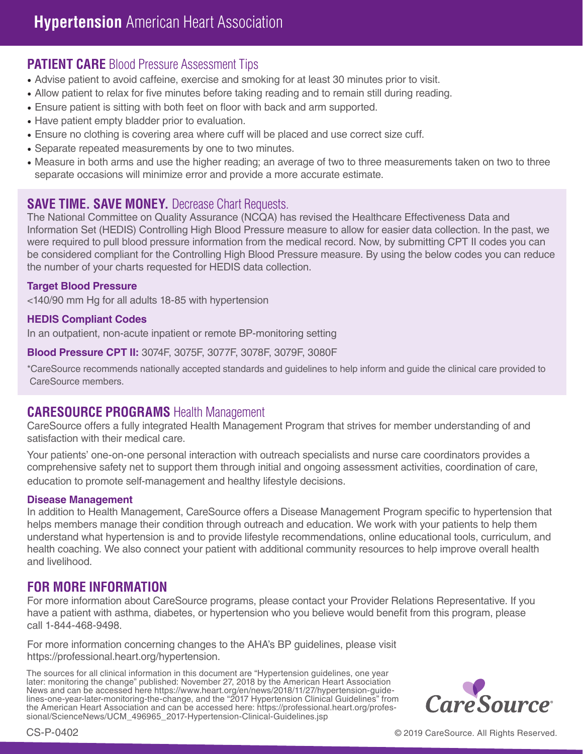# **Hypertension** American Heart Association

## **PATIENT CARE** Blood Pressure Assessment Tips

- Advise patient to avoid caffeine, exercise and smoking for at least 30 minutes prior to visit.
- Allow patient to relax for five minutes before taking reading and to remain still during reading.
- Ensure patient is sitting with both feet on floor with back and arm supported.
- Have patient empty bladder prior to evaluation.
- Ensure no clothing is covering area where cuff will be placed and use correct size cuff.
- Separate repeated measurements by one to two minutes.
- Measure in both arms and use the higher reading; an average of two to three measurements taken on two to three separate occasions will minimize error and provide a more accurate estimate.

## **SAVE TIME. SAVE MONEY.** Decrease Chart Requests.

The National Committee on Quality Assurance (NCQA) has revised the Healthcare Effectiveness Data and Information Set (HEDIS) Controlling High Blood Pressure measure to allow for easier data collection. In the past, we were required to pull blood pressure information from the medical record. Now, by submitting CPT II codes you can be considered compliant for the Controlling High Blood Pressure measure. By using the below codes you can reduce the number of your charts requested for HEDIS data collection.

**Target Blood Pressure**

<140/90 mm Hg for all adults 18-85 with hypertension

**HEDIS Compliant Codes**

In an outpatient, non-acute inpatient or remote BP-monitoring setting

**Blood Pressure CPT II:** 3074F, 3075F, 3077F, 3078F, 3079F, 3080F

*CareSource recommends nationally accepted standards and guidelines to help inform and guide the clinical care provided to CareSource members.

## **CARESOURCE PROGRAMS** Health Management

CareSource offers a fully integrated Health Management Program that strives for member understanding of and satisfaction with their medical care.

Your patients' one-on-one personal interaction with outreach specialists and nurse care coordinators provides a comprehensive safety net to support them through initial and ongoing assessment activities, coordination of care, education to promote self-management and healthy lifestyle decisions.

**Disease Management**

In addition to Health Management, CareSource offers a Disease Management Program specific to hypertension that helps members manage their condition through outreach and education. We work with your patients to help them understand what hypertension is and to provide lifestyle recommendations, online educational tools, curriculum, and health coaching. We also connect your patient with additional community resources to help improve overall health and livelihood.

## **FOR MORE INFORMATION**

For more information about CareSource programs, please contact your Provider Relations Representative. If you have a patient with asthma, diabetes, or hypertension who you believe would benefit from this program, please call 1-844-468-9498.

For more information concerning changes to the AHA's BP guidelines, please visit https://professional.heart.org/hypertension.

The sources for all clinical information in this document are "Hypertension guidelines, one year later: monitoring the change" published: November 27, 2018 by the American Heart Association News and can be accessed here https://www.heart.org/en/news/2018/11/27/hypertension-guidelines-one-year-later-monitoring-the-change, and the "2017 Hypertension Clinical Guidelines" from the American Heart Association and can be accessed here: https://professional.heart.org/professional/ScienceNews/UCM_496965_2017-Hypertension-Clinical-Guidelines.jsp

CareSource®

CS-P-0402

© 2019 CareSource. All Rights Reserved.